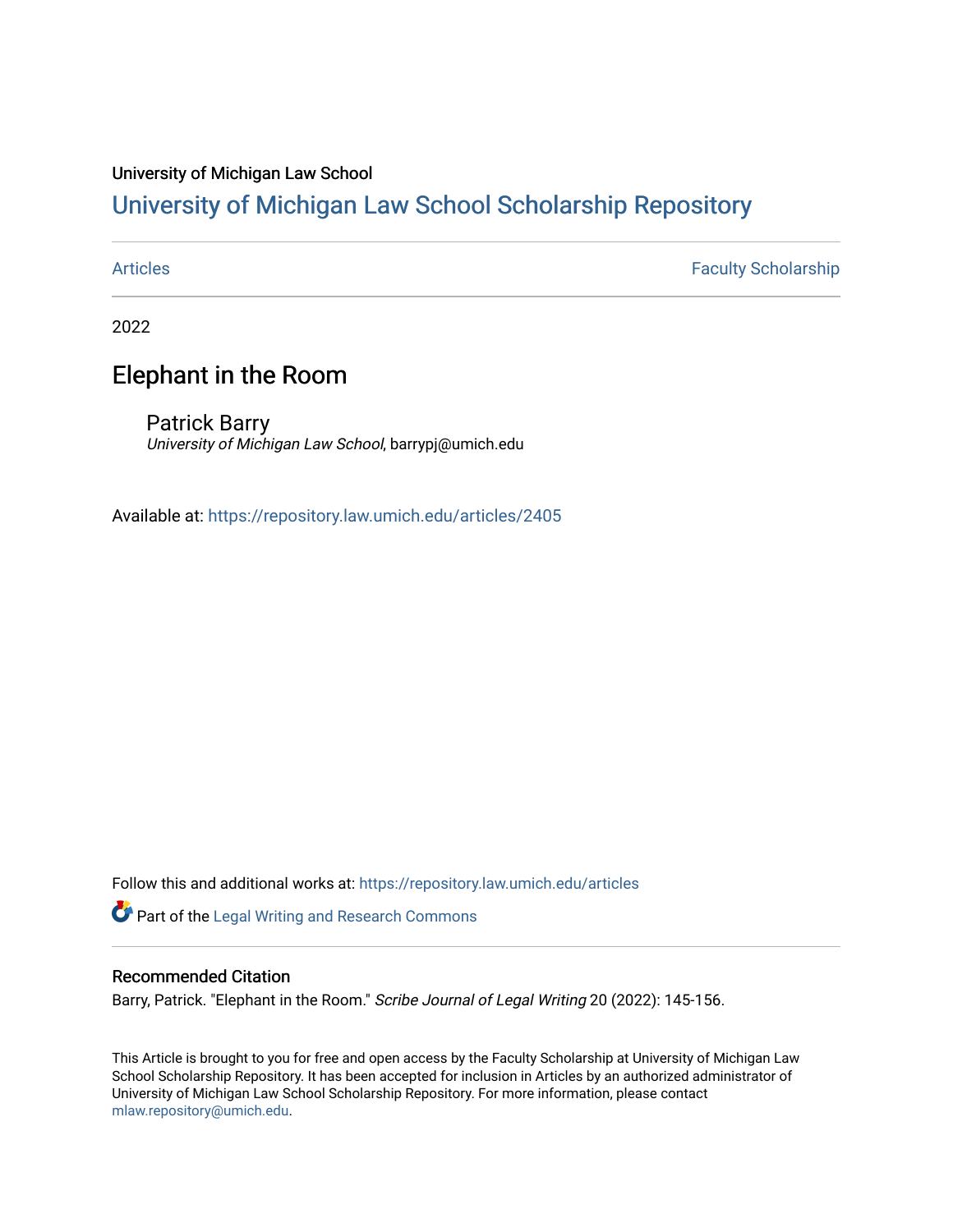University of Michigan Law School

## University of Michigan Law School Scholarship Repository

Articles | Faculty Scholarship

2022

# Elephant in the Room

Patrick Barry
*University of Michigan Law School*, barrypj@umich.edu

Available at: https://repository.law.umich.edu/articles/2405

Follow this and additional works at: https://repository.law.umich.edu/articles

Part of the Legal Writing and Research Commons

### Recommended Citation

Barry, Patrick. "Elephant in the Room." *Scribe Journal of Legal Writing* 20 (2022): 145-156.

This Article is brought to you for free and open access by the Faculty Scholarship at University of Michigan Law School Scholarship Repository. It has been accepted for inclusion in Articles by an authorized administrator of University of Michigan Law School Scholarship Repository. For more information, please contact mlaw.repository@umich.edu.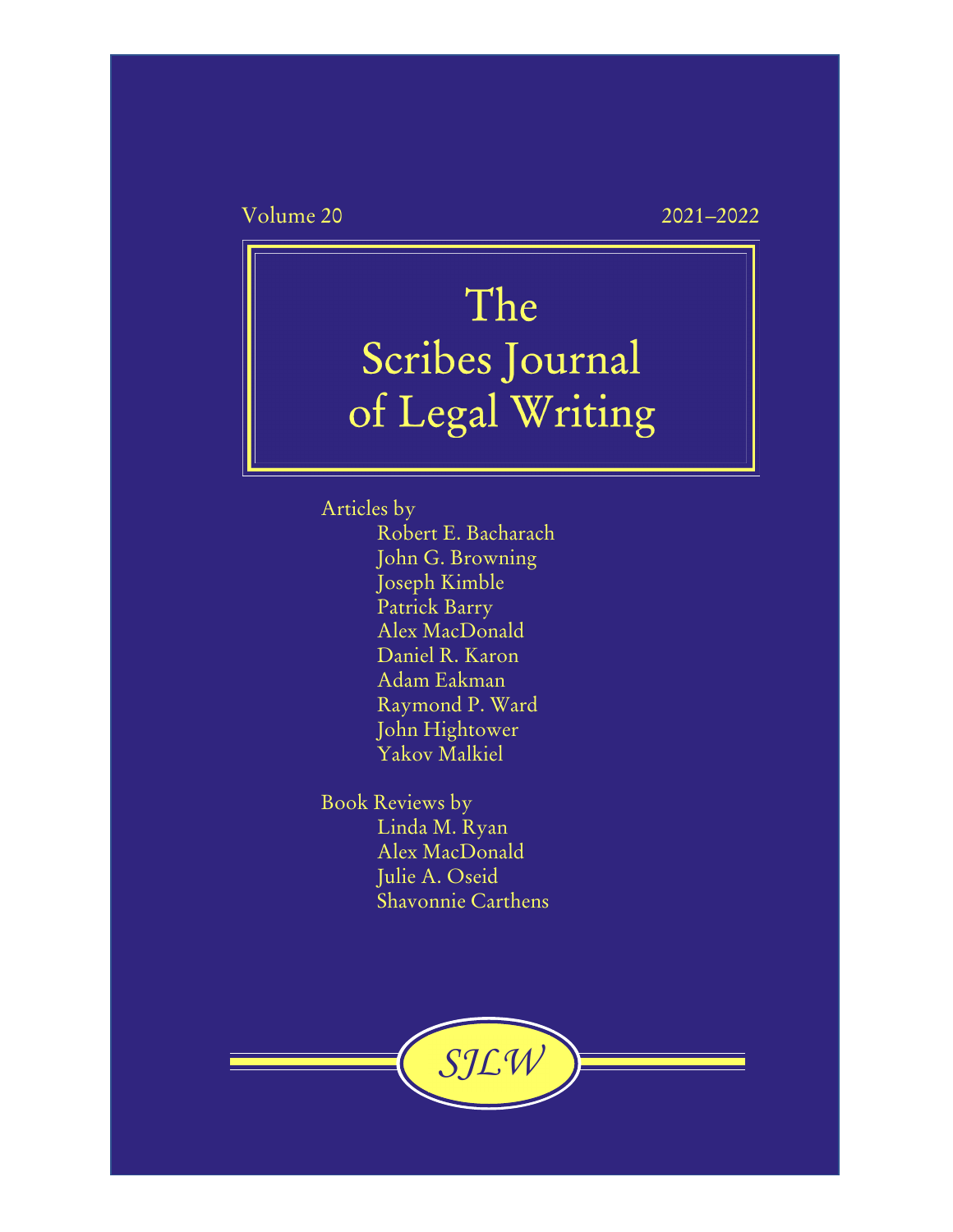Volume 20 2021–2022

# The Scribes Journal of Legal Writing

Articles by

- Robert E. Bacharach
- John G. Browning
- Joseph Kimble
- Patrick Barry
- Alex MacDonald
- Daniel R. Karon
- Adam Eakman
- Raymond P. Ward
- John Hightower
- Yakov Malkiel

Book Reviews by

- Linda M. Ryan
- Alex MacDonald
- Julie A. Oseid
- Shavonnie Carthens

*SJLW*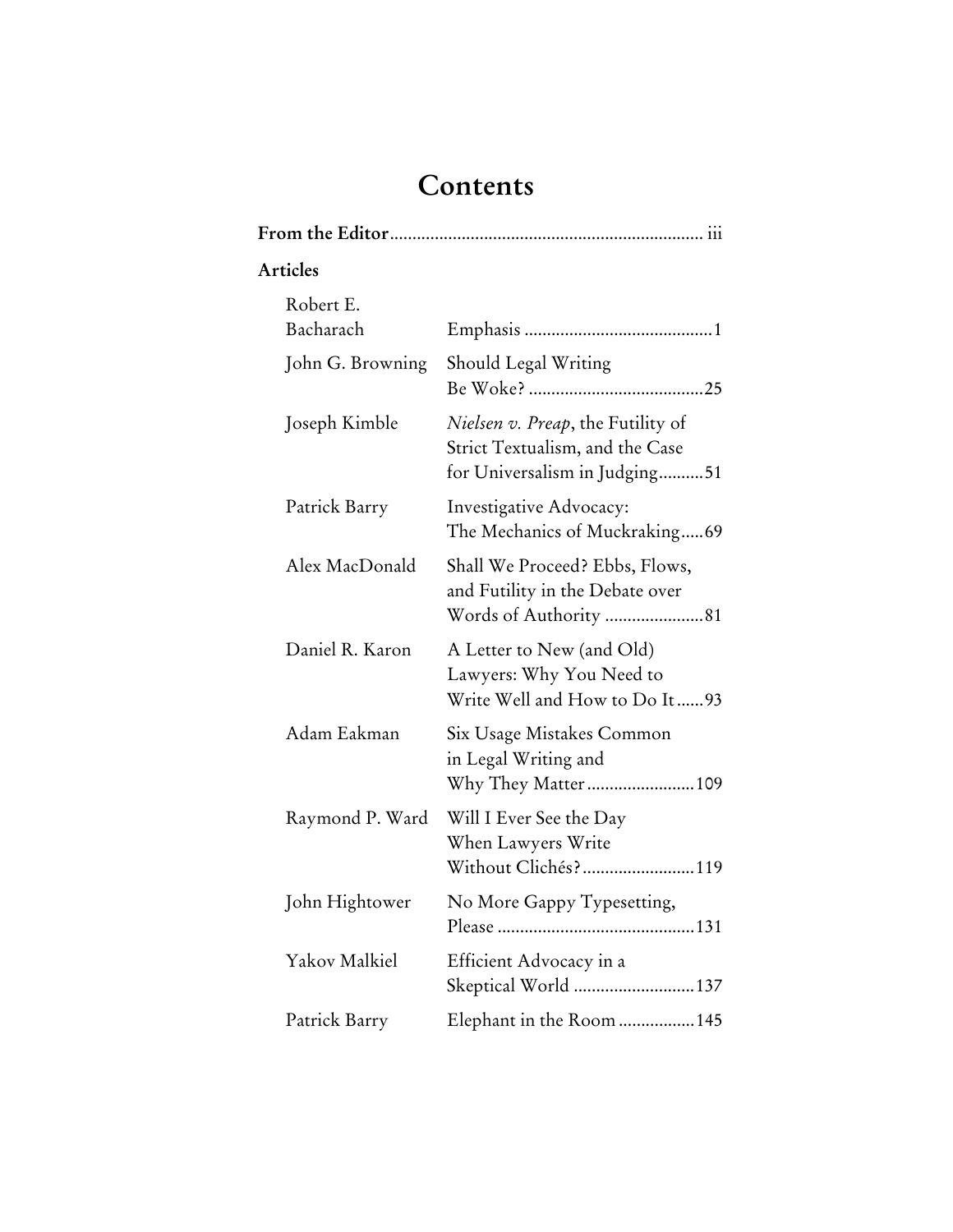# Contents

**From the Editor** ..... iii

**Articles**

| Author | Title | Page |
|---|---|---|
| Robert E. Bacharach | Emphasis | 1 |
| John G. Browning | Should Legal Writing Be Woke? | 25 |
| Joseph Kimble | *Nielsen v. Preap*, the Futility of Strict Textualism, and the Case for Universalism in Judging | 51 |
| Patrick Barry | Investigative Advocacy: The Mechanics of Muckraking | 69 |
| Alex MacDonald | Shall We Proceed? Ebbs, Flows, and Futility in the Debate over Words of Authority | 81 |
| Daniel R. Karon | A Letter to New (and Old) Lawyers: Why You Need to Write Well and How to Do It | 93 |
| Adam Eakman | Six Usage Mistakes Common in Legal Writing and Why They Matter | 109 |
| Raymond P. Ward | Will I Ever See the Day When Lawyers Write Without Clichés? | 119 |
| John Hightower | No More Gappy Typesetting, Please | 131 |
| Yakov Malkiel | Efficient Advocacy in a Skeptical World | 137 |
| Patrick Barry | Elephant in the Room | 145 |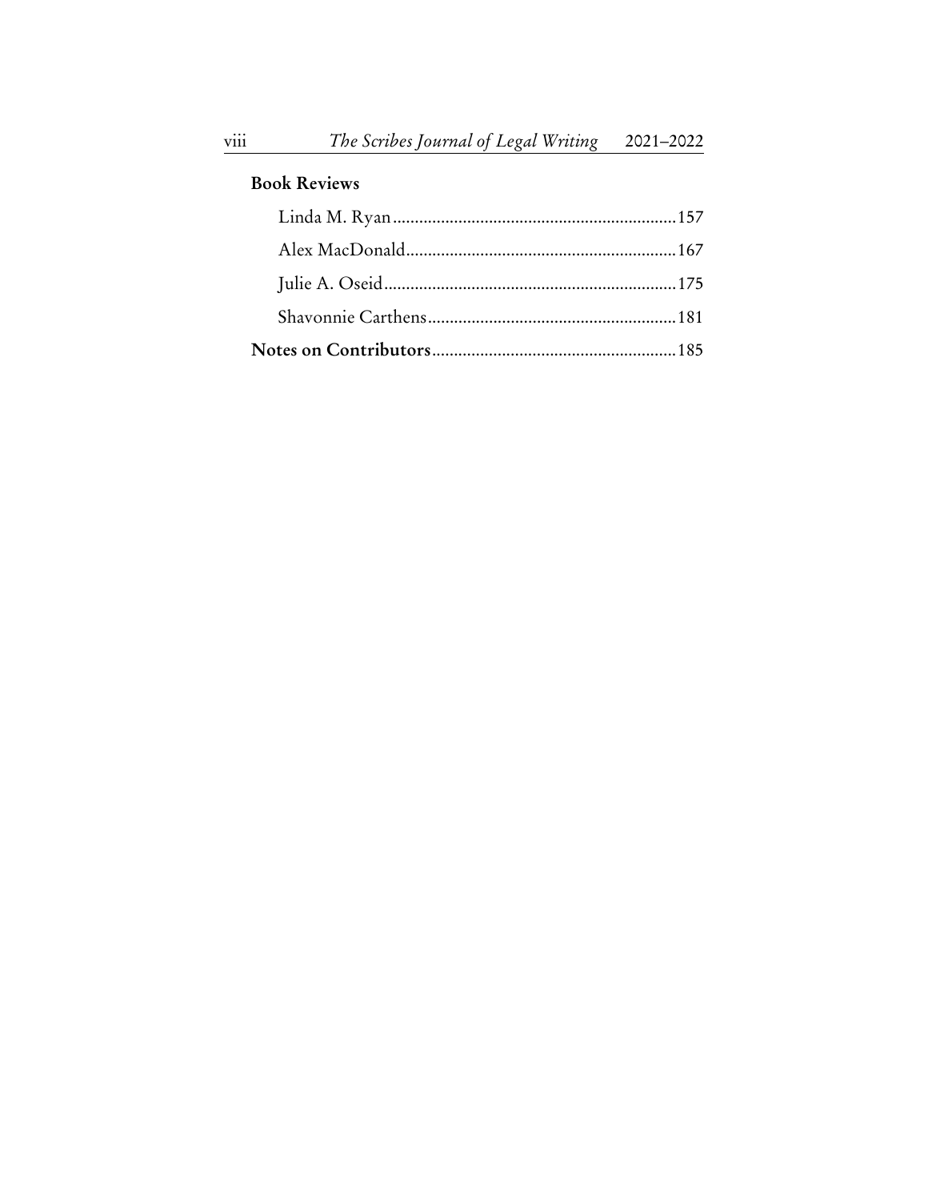**Book Reviews**

Linda M. Ryan ........................................................ 157

Alex MacDonald ...................................................... 167

Julie A. Oseid ........................................................ 175

Shavonnie Carthens ................................................ 181

**Notes on Contributors** ........................................... 185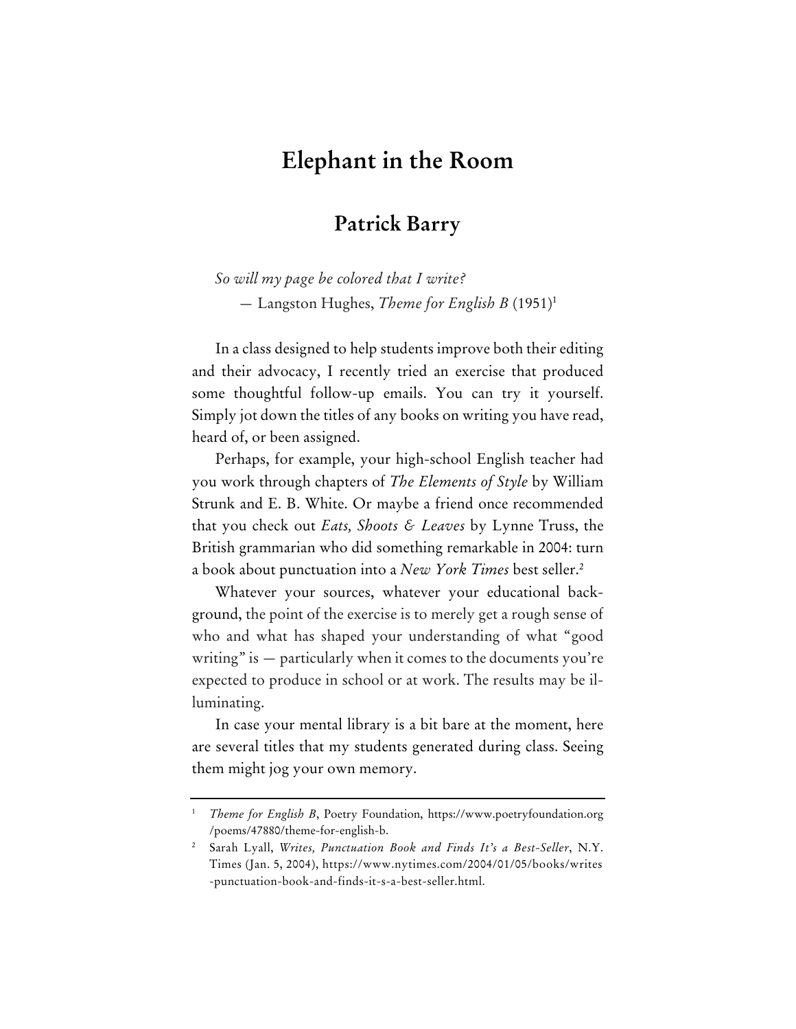# Elephant in the Room

## Patrick Barry

*So will my page be colored that I write?*
— Langston Hughes, *Theme for English B* (1951)[1]

In a class designed to help students improve both their editing and their advocacy, I recently tried an exercise that produced some thoughtful follow-up emails. You can try it yourself. Simply jot down the titles of any books on writing you have read, heard of, or been assigned.

Perhaps, for example, your high-school English teacher had you work through chapters of *The Elements of Style* by William Strunk and E. B. White. Or maybe a friend once recommended that you check out *Eats, Shoots & Leaves* by Lynne Truss, the British grammarian who did something remarkable in 2004: turn a book about punctuation into a *New York Times* best seller.[2]

Whatever your sources, whatever your educational background, the point of the exercise is to merely get a rough sense of who and what has shaped your understanding of what "good writing" is — particularly when it comes to the documents you're expected to produce in school or at work. The results may be illuminating.

In case your mental library is a bit bare at the moment, here are several titles that my students generated during class. Seeing them might jog your own memory.

---

[1] *Theme for English B*, Poetry Foundation, https://www.poetryfoundation.org/poems/47880/theme-for-english-b.

[2] Sarah Lyall, *Writes, Punctuation Book and Finds It's a Best-Seller*, N.Y. Times (Jan. 5, 2004), https://www.nytimes.com/2004/01/05/books/writes-punctuation-book-and-finds-it-s-a-best-seller.html.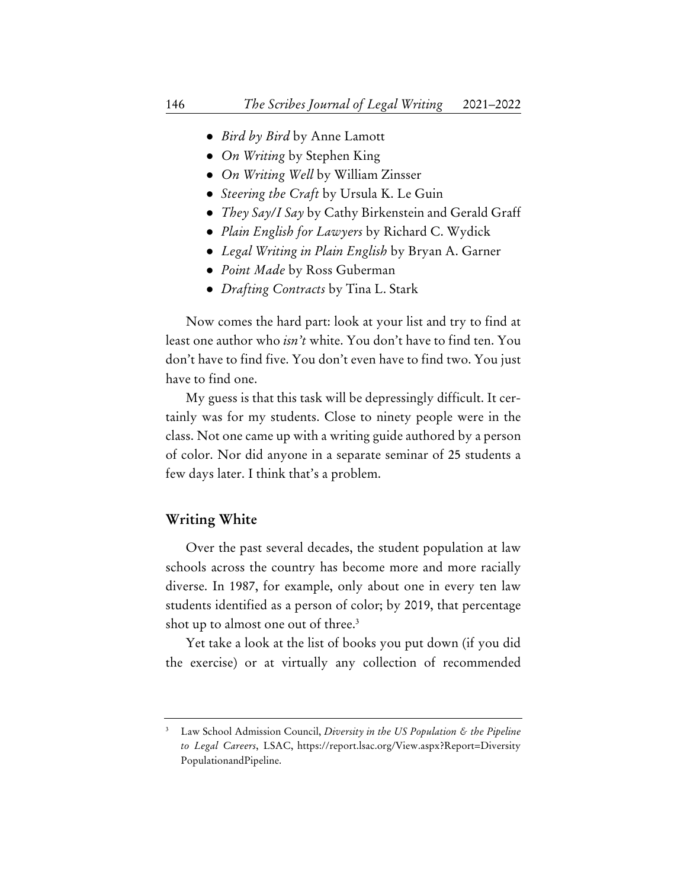- *Bird by Bird* by Anne Lamott
- *On Writing* by Stephen King
- *On Writing Well* by William Zinsser
- *Steering the Craft* by Ursula K. Le Guin
- *They Say/I Say* by Cathy Birkenstein and Gerald Graff
- *Plain English for Lawyers* by Richard C. Wydick
- *Legal Writing in Plain English* by Bryan A. Garner
- *Point Made* by Ross Guberman
- *Drafting Contracts* by Tina L. Stark

Now comes the hard part: look at your list and try to find at least one author who *isn't* white. You don't have to find ten. You don't have to find five. You don't even have to find two. You just have to find one.

My guess is that this task will be depressingly difficult. It certainly was for my students. Close to ninety people were in the class. Not one came up with a writing guide authored by a person of color. Nor did anyone in a separate seminar of 25 students a few days later. I think that's a problem.

## Writing White

Over the past several decades, the student population at law schools across the country has become more and more racially diverse. In 1987, for example, only about one in every ten law students identified as a person of color; by 2019, that percentage shot up to almost one out of three.[3]

Yet take a look at the list of books you put down (if you did the exercise) or at virtually any collection of recommended

---

[3] Law School Admission Council, *Diversity in the US Population & the Pipeline to Legal Careers*, LSAC, https://report.lsac.org/View.aspx?Report=DiversityPopulationandPipeline.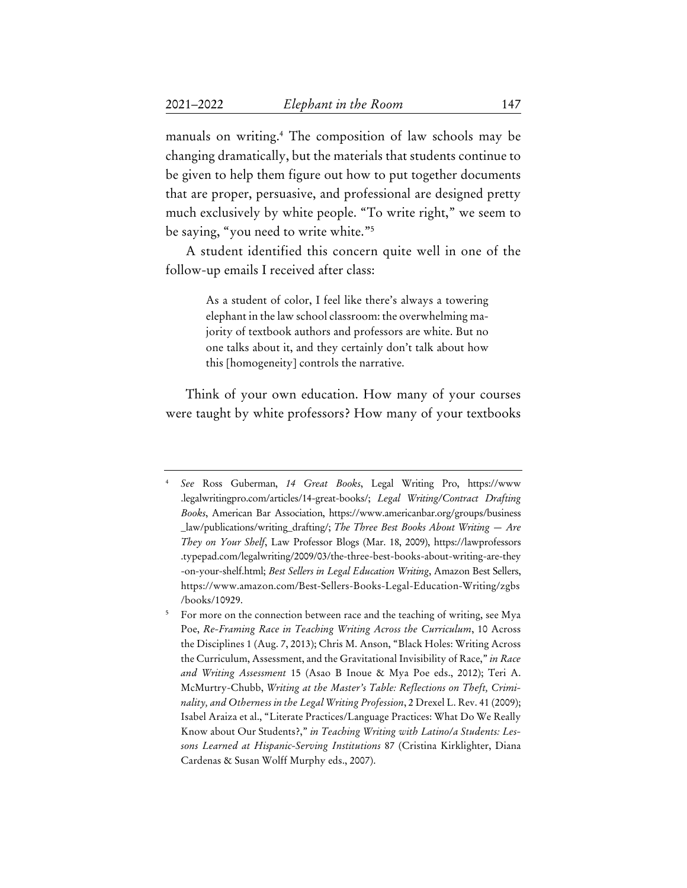manuals on writing.[4] The composition of law schools may be changing dramatically, but the materials that students continue to be given to help them figure out how to put together documents that are proper, persuasive, and professional are designed pretty much exclusively by white people. "To write right," we seem to be saying, "you need to write white."[5]

A student identified this concern quite well in one of the follow-up emails I received after class:

> As a student of color, I feel like there's always a towering elephant in the law school classroom: the overwhelming majority of textbook authors and professors are white. But no one talks about it, and they certainly don't talk about how this [homogeneity] controls the narrative.

Think of your own education. How many of your courses were taught by white professors? How many of your textbooks

---

[4] *See* Ross Guberman, *14 Great Books*, Legal Writing Pro, https://www.legalwritingpro.com/articles/14-great-books/; *Legal Writing/Contract Drafting Books*, American Bar Association, https://www.americanbar.org/groups/business_law/publications/writing_drafting/; *The Three Best Books About Writing — Are They on Your Shelf*, Law Professor Blogs (Mar. 18, 2009), https://lawprofessors.typepad.com/legalwriting/2009/03/the-three-best-books-about-writing-are-they-on-your-shelf.html; *Best Sellers in Legal Education Writing*, Amazon Best Sellers, https://www.amazon.com/Best-Sellers-Books-Legal-Education-Writing/zgbs/books/10929.

[5] For more on the connection between race and the teaching of writing, see Mya Poe, *Re-Framing Race in Teaching Writing Across the Curriculum*, 10 Across the Disciplines 1 (Aug. 7, 2013); Chris M. Anson, "Black Holes: Writing Across the Curriculum, Assessment, and the Gravitational Invisibility of Race," *in Race and Writing Assessment* 15 (Asao B Inoue & Mya Poe eds., 2012); Teri A. McMurtry-Chubb, *Writing at the Master's Table: Reflections on Theft, Criminality, and Otherness in the Legal Writing Profession*, 2 Drexel L. Rev. 41 (2009); Isabel Araiza et al., "Literate Practices/Language Practices: What Do We Really Know about Our Students?," *in Teaching Writing with Latino/a Students: Lessons Learned at Hispanic-Serving Institutions* 87 (Cristina Kirklighter, Diana Cardenas & Susan Wolff Murphy eds., 2007).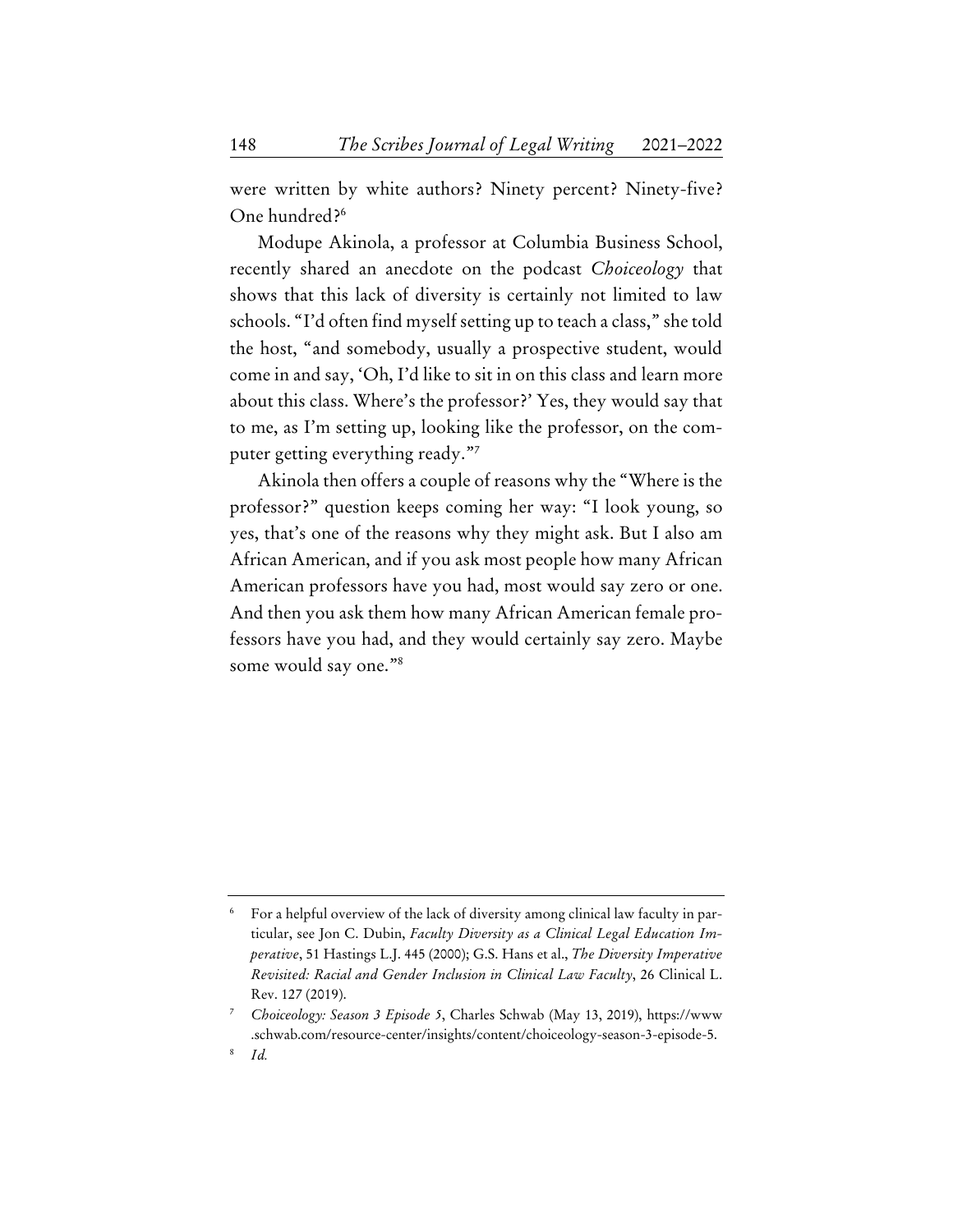were written by white authors? Ninety percent? Ninety-five? One hundred?[6]

Modupe Akinola, a professor at Columbia Business School, recently shared an anecdote on the podcast *Choiceology* that shows that this lack of diversity is certainly not limited to law schools. "I'd often find myself setting up to teach a class," she told the host, "and somebody, usually a prospective student, would come in and say, 'Oh, I'd like to sit in on this class and learn more about this class. Where's the professor?' Yes, they would say that to me, as I'm setting up, looking like the professor, on the computer getting everything ready."[7]

Akinola then offers a couple of reasons why the "Where is the professor?" question keeps coming her way: "I look young, so yes, that's one of the reasons why they might ask. But I also am African American, and if you ask most people how many African American professors have you had, most would say zero or one. And then you ask them how many African American female professors have you had, and they would certainly say zero. Maybe some would say one."[8]

---

[6] For a helpful overview of the lack of diversity among clinical law faculty in particular, see Jon C. Dubin, *Faculty Diversity as a Clinical Legal Education Imperative*, 51 Hastings L.J. 445 (2000); G.S. Hans et al., *The Diversity Imperative Revisited: Racial and Gender Inclusion in Clinical Law Faculty*, 26 Clinical L. Rev. 127 (2019).

[7] *Choiceology: Season 3 Episode 5*, Charles Schwab (May 13, 2019), https://www.schwab.com/resource-center/insights/content/choiceology-season-3-episode-5.

[8] *Id.*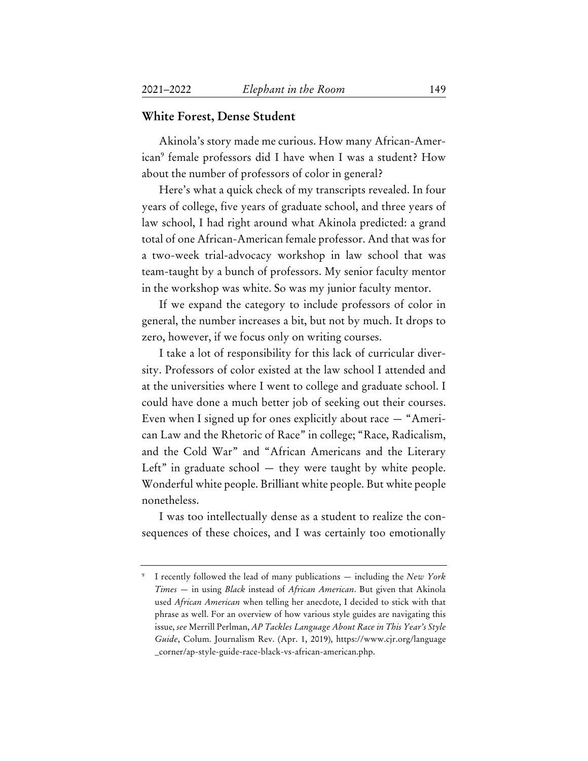## White Forest, Dense Student

Akinola's story made me curious. How many African-American[9] female professors did I have when I was a student? How about the number of professors of color in general?

Here's what a quick check of my transcripts revealed. In four years of college, five years of graduate school, and three years of law school, I had right around what Akinola predicted: a grand total of one African-American female professor. And that was for a two-week trial-advocacy workshop in law school that was team-taught by a bunch of professors. My senior faculty mentor in the workshop was white. So was my junior faculty mentor.

If we expand the category to include professors of color in general, the number increases a bit, but not by much. It drops to zero, however, if we focus only on writing courses.

I take a lot of responsibility for this lack of curricular diversity. Professors of color existed at the law school I attended and at the universities where I went to college and graduate school. I could have done a much better job of seeking out their courses. Even when I signed up for ones explicitly about race — "American Law and the Rhetoric of Race" in college; "Race, Radicalism, and the Cold War" and "African Americans and the Literary Left" in graduate school — they were taught by white people. Wonderful white people. Brilliant white people. But white people nonetheless.

I was too intellectually dense as a student to realize the consequences of these choices, and I was certainly too emotionally

---

[9] I recently followed the lead of many publications — including the *New York Times* — in using *Black* instead of *African American*. But given that Akinola used *African American* when telling her anecdote, I decided to stick with that phrase as well. For an overview of how various style guides are navigating this issue, *see* Merrill Perlman, *AP Tackles Language About Race in This Year's Style Guide*, Colum. Journalism Rev. (Apr. 1, 2019), https://www.cjr.org/language_corner/ap-style-guide-race-black-vs-african-american.php.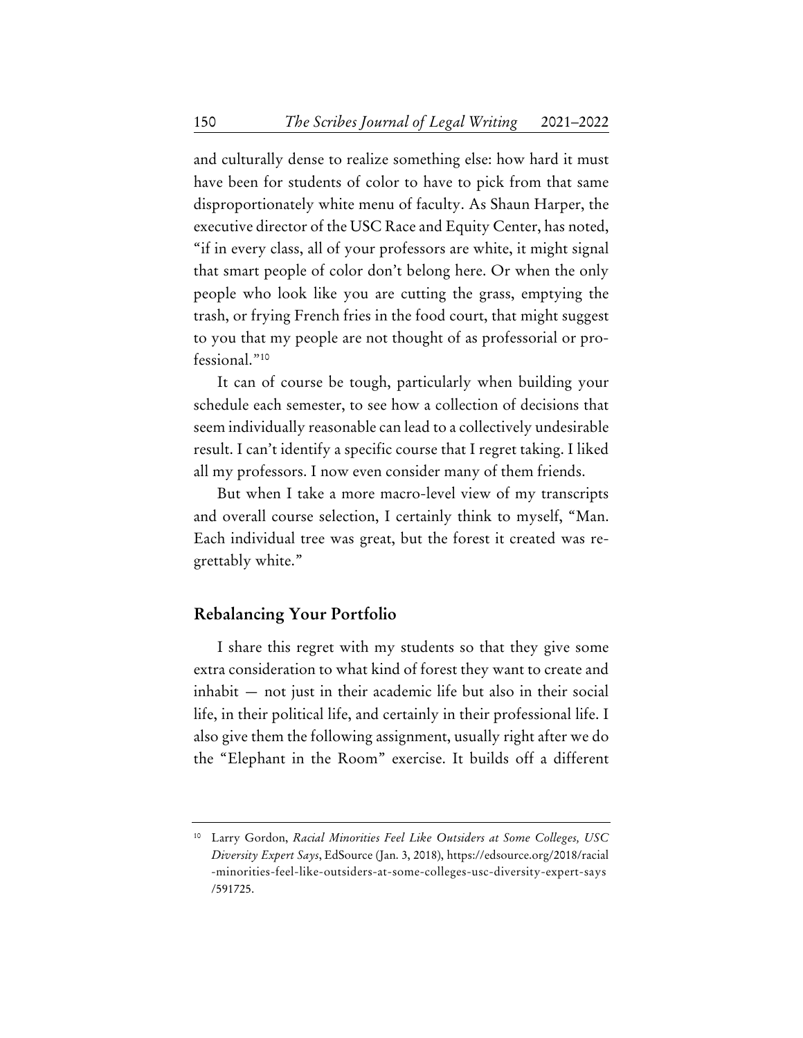and culturally dense to realize something else: how hard it must have been for students of color to have to pick from that same disproportionately white menu of faculty. As Shaun Harper, the executive director of the USC Race and Equity Center, has noted, "if in every class, all of your professors are white, it might signal that smart people of color don't belong here. Or when the only people who look like you are cutting the grass, emptying the trash, or frying French fries in the food court, that might suggest to you that my people are not thought of as professorial or professional."[10]

It can of course be tough, particularly when building your schedule each semester, to see how a collection of decisions that seem individually reasonable can lead to a collectively undesirable result. I can't identify a specific course that I regret taking. I liked all my professors. I now even consider many of them friends.

But when I take a more macro-level view of my transcripts and overall course selection, I certainly think to myself, "Man. Each individual tree was great, but the forest it created was regrettably white."

## Rebalancing Your Portfolio

I share this regret with my students so that they give some extra consideration to what kind of forest they want to create and inhabit — not just in their academic life but also in their social life, in their political life, and certainly in their professional life. I also give them the following assignment, usually right after we do the "Elephant in the Room" exercise. It builds off a different

---

[10] Larry Gordon, *Racial Minorities Feel Like Outsiders at Some Colleges, USC Diversity Expert Says*, EdSource (Jan. 3, 2018), https://edsource.org/2018/racial-minorities-feel-like-outsiders-at-some-colleges-usc-diversity-expert-says/591725.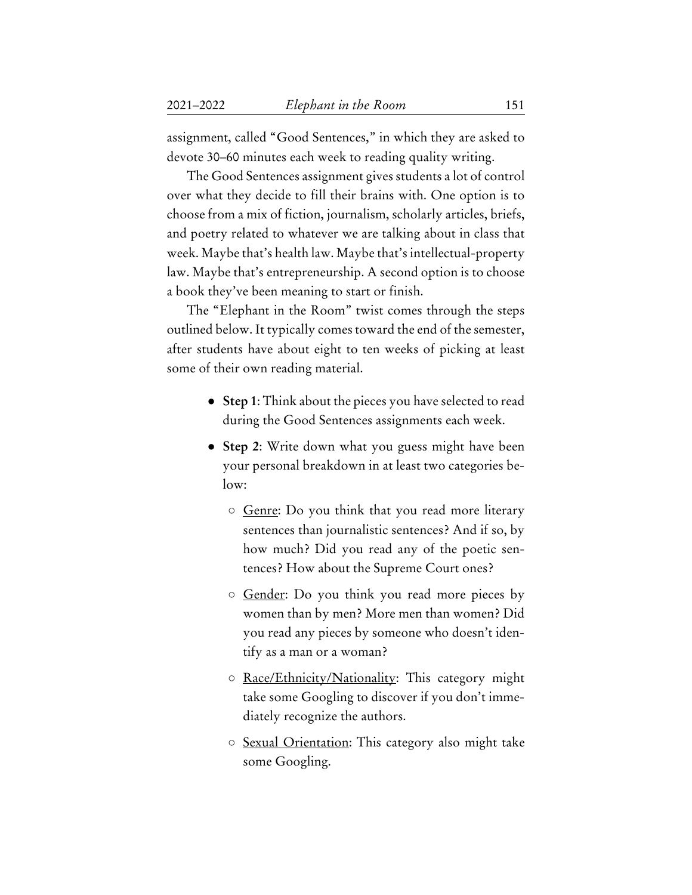assignment, called "Good Sentences," in which they are asked to devote 30–60 minutes each week to reading quality writing.

The Good Sentences assignment gives students a lot of control over what they decide to fill their brains with. One option is to choose from a mix of fiction, journalism, scholarly articles, briefs, and poetry related to whatever we are talking about in class that week. Maybe that's health law. Maybe that's intellectual-property law. Maybe that's entrepreneurship. A second option is to choose a book they've been meaning to start or finish.

The "Elephant in the Room" twist comes through the steps outlined below. It typically comes toward the end of the semester, after students have about eight to ten weeks of picking at least some of their own reading material.

- **Step 1**: Think about the pieces you have selected to read during the Good Sentences assignments each week.
- **Step 2**: Write down what you guess might have been your personal breakdown in at least two categories below:
  - <u>Genre</u>: Do you think that you read more literary sentences than journalistic sentences? And if so, by how much? Did you read any of the poetic sentences? How about the Supreme Court ones?
  - <u>Gender</u>: Do you think you read more pieces by women than by men? More men than women? Did you read any pieces by someone who doesn't identify as a man or a woman?
  - <u>Race/Ethnicity/Nationality</u>: This category might take some Googling to discover if you don't immediately recognize the authors.
  - <u>Sexual Orientation</u>: This category also might take some Googling.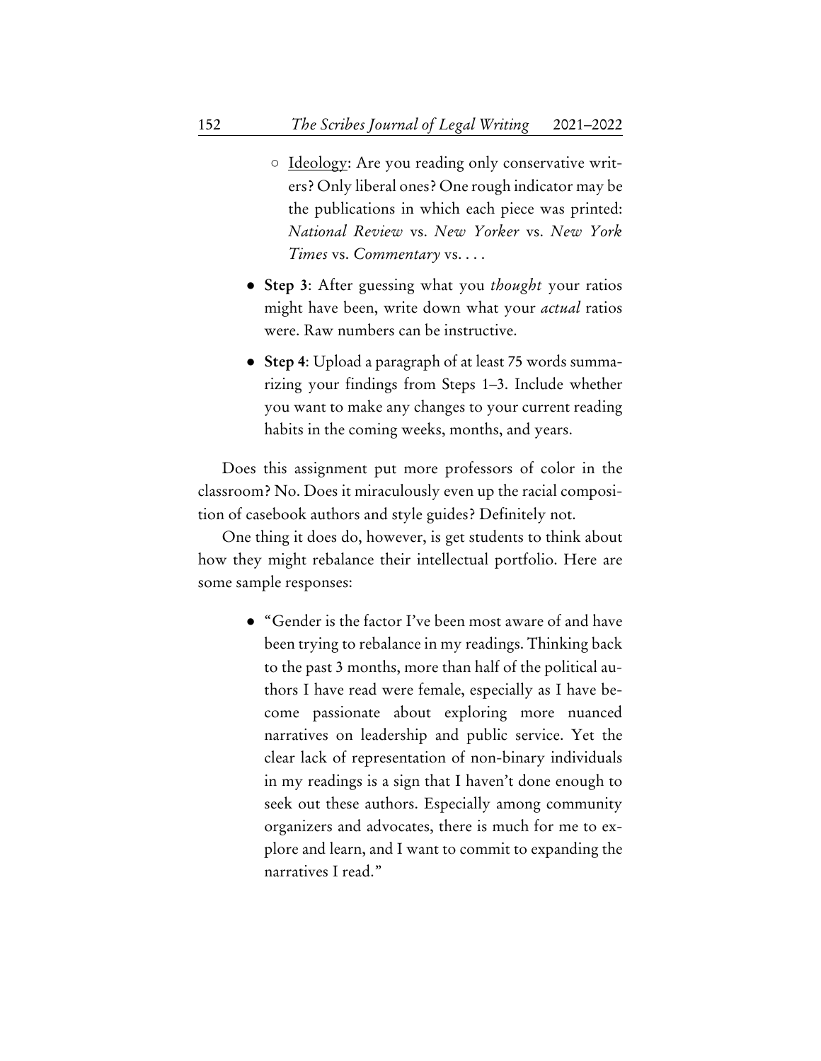- Ideology: Are you reading only conservative writers? Only liberal ones? One rough indicator may be the publications in which each piece was printed: *National Review* vs. *New Yorker* vs. *New York Times* vs. *Commentary* vs. . . .

- **Step 3**: After guessing what you *thought* your ratios might have been, write down what your *actual* ratios were. Raw numbers can be instructive.
- **Step 4**: Upload a paragraph of at least 75 words summarizing your findings from Steps 1–3. Include whether you want to make any changes to your current reading habits in the coming weeks, months, and years.

Does this assignment put more professors of color in the classroom? No. Does it miraculously even up the racial composition of casebook authors and style guides? Definitely not.

One thing it does do, however, is get students to think about how they might rebalance their intellectual portfolio. Here are some sample responses:

- "Gender is the factor I've been most aware of and have been trying to rebalance in my readings. Thinking back to the past 3 months, more than half of the political authors I have read were female, especially as I have become passionate about exploring more nuanced narratives on leadership and public service. Yet the clear lack of representation of non-binary individuals in my readings is a sign that I haven't done enough to seek out these authors. Especially among community organizers and advocates, there is much for me to explore and learn, and I want to commit to expanding the narratives I read."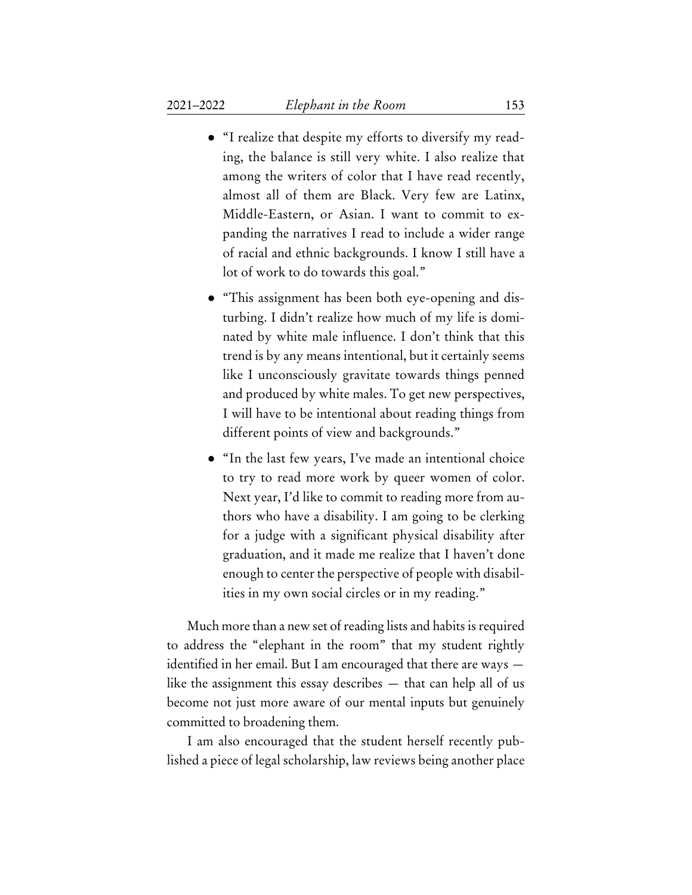- "I realize that despite my efforts to diversify my reading, the balance is still very white. I also realize that among the writers of color that I have read recently, almost all of them are Black. Very few are Latinx, Middle-Eastern, or Asian. I want to commit to expanding the narratives I read to include a wider range of racial and ethnic backgrounds. I know I still have a lot of work to do towards this goal."
- "This assignment has been both eye-opening and disturbing. I didn't realize how much of my life is dominated by white male influence. I don't think that this trend is by any means intentional, but it certainly seems like I unconsciously gravitate towards things penned and produced by white males. To get new perspectives, I will have to be intentional about reading things from different points of view and backgrounds."
- "In the last few years, I've made an intentional choice to try to read more work by queer women of color. Next year, I'd like to commit to reading more from authors who have a disability. I am going to be clerking for a judge with a significant physical disability after graduation, and it made me realize that I haven't done enough to center the perspective of people with disabilities in my own social circles or in my reading."

Much more than a new set of reading lists and habits is required to address the "elephant in the room" that my student rightly identified in her email. But I am encouraged that there are ways — like the assignment this essay describes — that can help all of us become not just more aware of our mental inputs but genuinely committed to broadening them.

I am also encouraged that the student herself recently published a piece of legal scholarship, law reviews being another place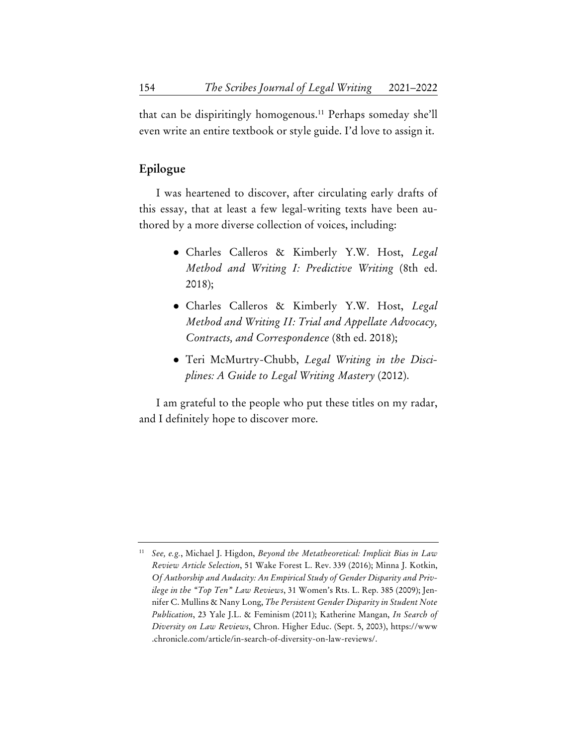that can be dispiritingly homogenous.[11] Perhaps someday she'll even write an entire textbook or style guide. I'd love to assign it.

## Epilogue

I was heartened to discover, after circulating early drafts of this essay, that at least a few legal-writing texts have been authored by a more diverse collection of voices, including:

- Charles Calleros & Kimberly Y.W. Host, *Legal Method and Writing I: Predictive Writing* (8th ed. 2018);
- Charles Calleros & Kimberly Y.W. Host, *Legal Method and Writing II: Trial and Appellate Advocacy, Contracts, and Correspondence* (8th ed. 2018);
- Teri McMurtry-Chubb, *Legal Writing in the Disciplines: A Guide to Legal Writing Mastery* (2012).

I am grateful to the people who put these titles on my radar, and I definitely hope to discover more.

---

[11] *See, e.g.*, Michael J. Higdon, *Beyond the Metatheoretical: Implicit Bias in Law Review Article Selection*, 51 Wake Forest L. Rev. 339 (2016); Minna J. Kotkin, *Of Authorship and Audacity: An Empirical Study of Gender Disparity and Privilege in the "Top Ten" Law Reviews*, 31 Women's Rts. L. Rep. 385 (2009); Jennifer C. Mullins & Nany Long, *The Persistent Gender Disparity in Student Note Publication*, 23 Yale J.L. & Feminism (2011); Katherine Mangan, *In Search of Diversity on Law Reviews*, Chron. Higher Educ. (Sept. 5, 2003), https://www.chronicle.com/article/in-search-of-diversity-on-law-reviews/.